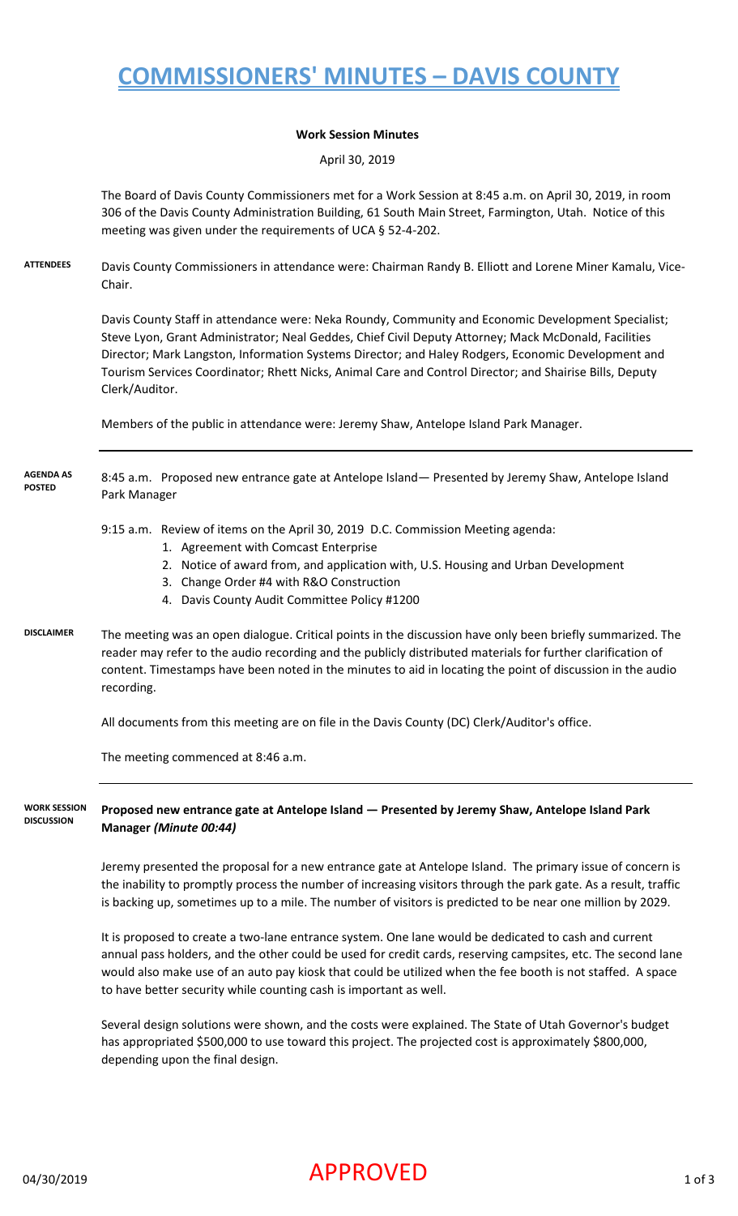# COMMISSIONERS' MINUTES – DAVIS COUNTY

**Work Session Minutes**

April 30, 2019

The Board of Davis County Commissioners met for a Work Session at 8:45 a.m. on April 30, 2019, in room 306 of the Davis County Administration Building, 61 South Main Street, Farmington, Utah. Notice of this meeting was given under the requirements of UCA § 52-4-202.

**ATTENDEES**

Davis County Commissioners in attendance were: Chairman Randy B. Elliott and Lorene Miner Kamalu, Vice-Chair.

Davis County Staff in attendance were: Neka Roundy, Community and Economic Development Specialist; Steve Lyon, Grant Administrator; Neal Geddes, Chief Civil Deputy Attorney; Mack McDonald, Facilities Director; Mark Langston, Information Systems Director; and Haley Rodgers, Economic Development and Tourism Services Coordinator; Rhett Nicks, Animal Care and Control Director; and Shairise Bills, Deputy Clerk/Auditor.

Members of the public in attendance were: Jeremy Shaw, Antelope Island Park Manager.

**AGENDA AS POSTED**

8:45 a.m. Proposed new entrance gate at Antelope Island— Presented by Jeremy Shaw, Antelope Island Park Manager

9:15 a.m. Review of items on the April 30, 2019 D.C. Commission Meeting agenda:

1. Agreement with Comcast Enterprise
2. Notice of award from, and application with, U.S. Housing and Urban Development
3. Change Order #4 with R&O Construction
4. Davis County Audit Committee Policy #1200

**DISCLAIMER**

The meeting was an open dialogue. Critical points in the discussion have only been briefly summarized. The reader may refer to the audio recording and the publicly distributed materials for further clarification of content. Timestamps have been noted in the minutes to aid in locating the point of discussion in the audio recording.

All documents from this meeting are on file in the Davis County (DC) Clerk/Auditor's office.

The meeting commenced at 8:46 a.m.

**WORK SESSION DISCUSSION**

**Proposed new entrance gate at Antelope Island — Presented by Jeremy Shaw, Antelope Island Park Manager** ***(Minute 00:44)***

Jeremy presented the proposal for a new entrance gate at Antelope Island. The primary issue of concern is the inability to promptly process the number of increasing visitors through the park gate. As a result, traffic is backing up, sometimes up to a mile. The number of visitors is predicted to be near one million by 2029.

It is proposed to create a two-lane entrance system. One lane would be dedicated to cash and current annual pass holders, and the other could be used for credit cards, reserving campsites, etc. The second lane would also make use of an auto pay kiosk that could be utilized when the fee booth is not staffed. A space to have better security while counting cash is important as well.

Several design solutions were shown, and the costs were explained. The State of Utah Governor's budget has appropriated $500,000 to use toward this project. The projected cost is approximately $800,000, depending upon the final design.

04/30/2019 APPROVED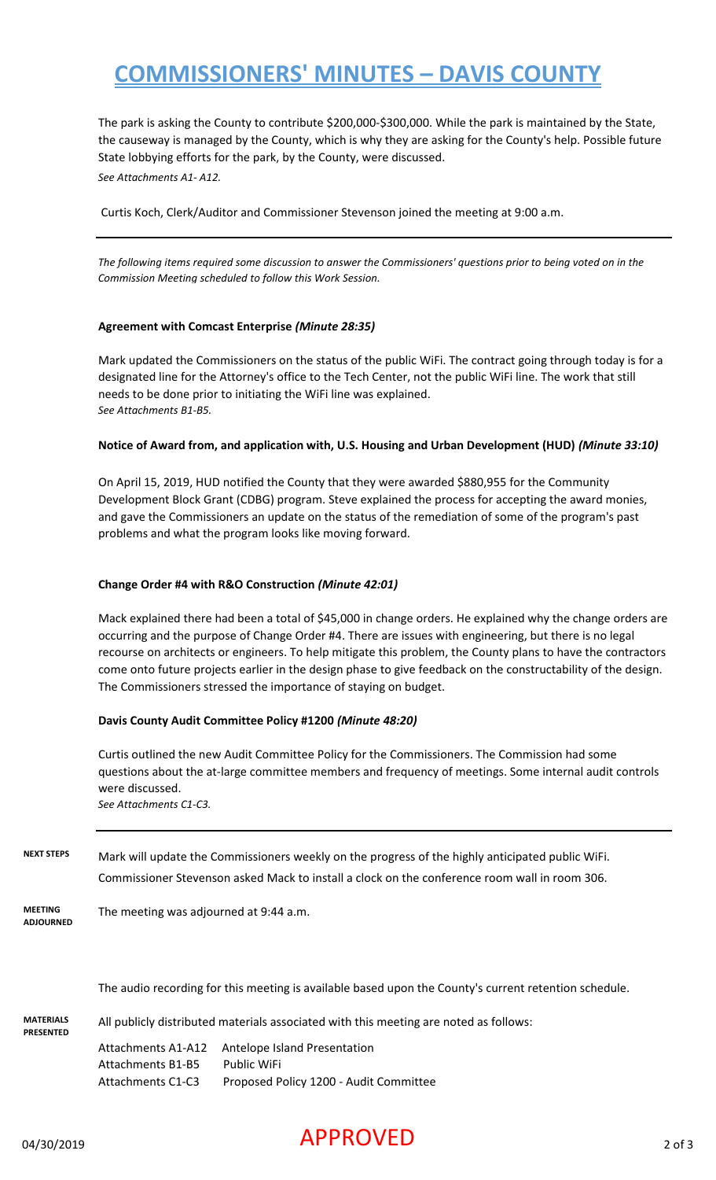# COMMISSIONERS' MINUTES – DAVIS COUNTY

The park is asking the County to contribute $200,000-$300,000. While the park is maintained by the State, the causeway is managed by the County, which is why they are asking for the County's help. Possible future State lobbying efforts for the park, by the County, were discussed.
*See Attachments A1- A12.*

Curtis Koch, Clerk/Auditor and Commissioner Stevenson joined the meeting at 9:00 a.m.

---

*The following items required some discussion to answer the Commissioners' questions prior to being voted on in the Commission Meeting scheduled to follow this Work Session.*

**Agreement with Comcast Enterprise** *(Minute 28:35)*

Mark updated the Commissioners on the status of the public WiFi. The contract going through today is for a designated line for the Attorney's office to the Tech Center, not the public WiFi line. The work that still needs to be done prior to initiating the WiFi line was explained.
*See Attachments B1-B5.*

**Notice of Award from, and application with, U.S. Housing and Urban Development (HUD)** *(Minute 33:10)*

On April 15, 2019, HUD notified the County that they were awarded $880,955 for the Community Development Block Grant (CDBG) program. Steve explained the process for accepting the award monies, and gave the Commissioners an update on the status of the remediation of some of the program's past problems and what the program looks like moving forward.

**Change Order #4 with R&O Construction** *(Minute 42:01)*

Mack explained there had been a total of $45,000 in change orders. He explained why the change orders are occurring and the purpose of Change Order #4. There are issues with engineering, but there is no legal recourse on architects or engineers. To help mitigate this problem, the County plans to have the contractors come onto future projects earlier in the design phase to give feedback on the constructability of the design. The Commissioners stressed the importance of staying on budget.

**Davis County Audit Committee Policy #1200** *(Minute 48:20)*

Curtis outlined the new Audit Committee Policy for the Commissioners. The Commission had some questions about the at-large committee members and frequency of meetings. Some internal audit controls were discussed.
*See Attachments C1-C3.*

---

**NEXT STEPS**

Mark will update the Commissioners weekly on the progress of the highly anticipated public WiFi.

Commissioner Stevenson asked Mack to install a clock on the conference room wall in room 306.

**MEETING ADJOURNED**

The meeting was adjourned at 9:44 a.m.

The audio recording for this meeting is available based upon the County's current retention schedule.

**MATERIALS PRESENTED**

All publicly distributed materials associated with this meeting are noted as follows:

| | |
|---|---|
| Attachments A1-A12 | Antelope Island Presentation |
| Attachments B1-B5 | Public WiFi |
| Attachments C1-C3 | Proposed Policy 1200 - Audit Committee |

04/30/2019 APPROVED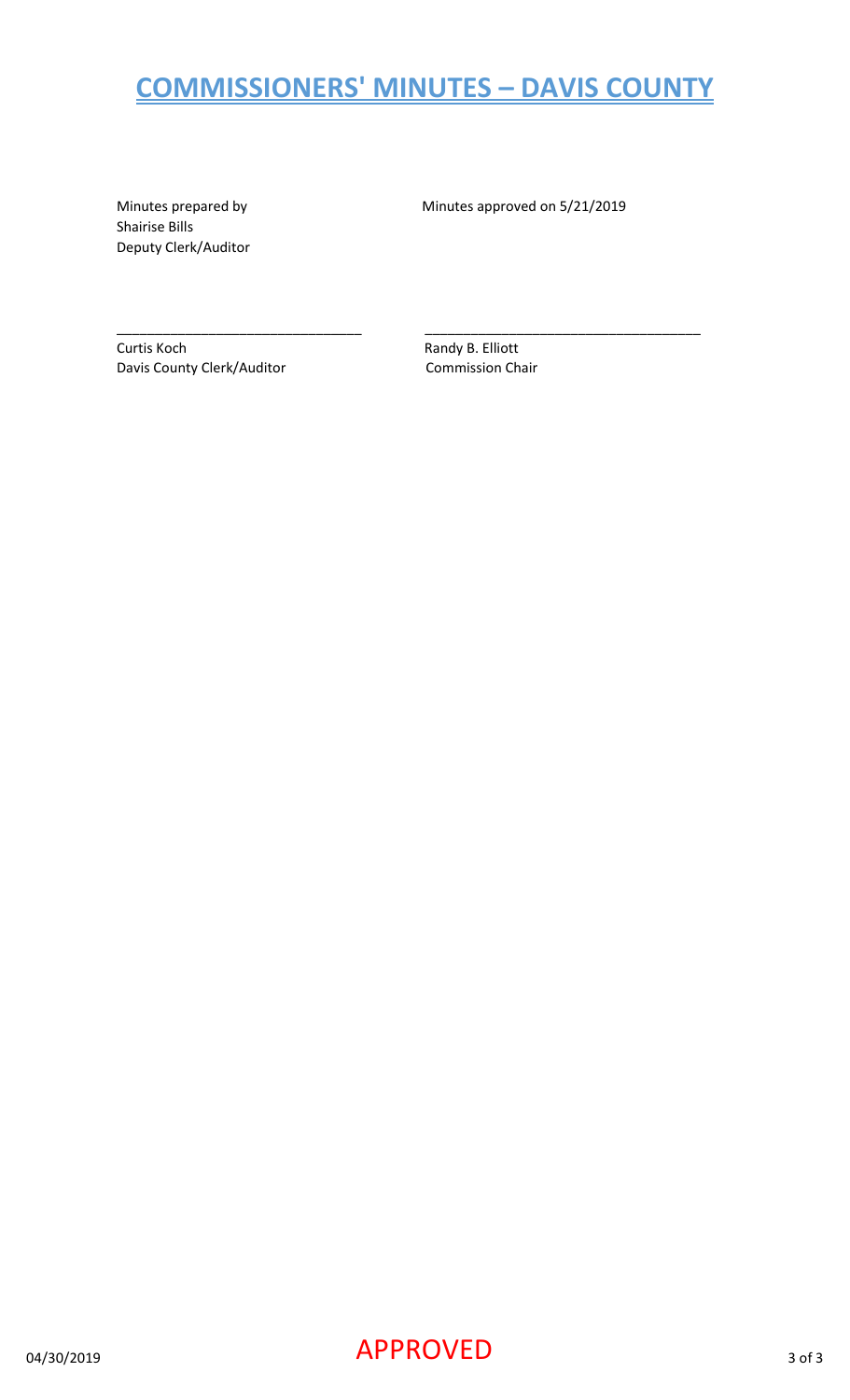# COMMISSIONERS' MINUTES – DAVIS COUNTY

Minutes prepared by
Shairise Bills
Deputy Clerk/Auditor

Minutes approved on 5/21/2019

\_\_\_\_\_\_\_\_\_\_\_\_\_\_\_\_\_\_\_\_\_\_\_\_\_\_\_\_\_\_\_\_
Curtis Koch
Davis County Clerk/Auditor

\_\_\_\_\_\_\_\_\_\_\_\_\_\_\_\_\_\_\_\_\_\_\_\_\_\_\_\_\_\_\_\_\_\_\_\_
Randy B. Elliott
Commission Chair

04/30/2019

APPROVED